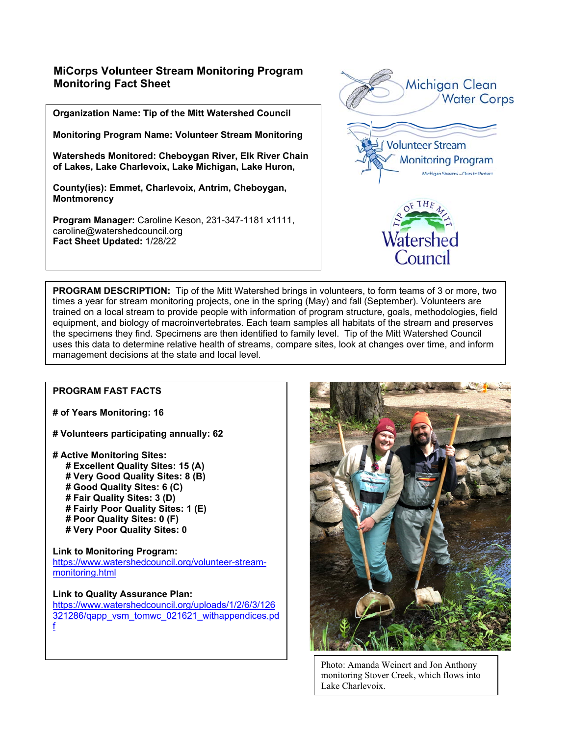# MiCorps Volunteer Stream Monitoring Program
# Monitoring Fact Sheet

**Organization Name: Tip of the Mitt Watershed Council**

**Monitoring Program Name: Volunteer Stream Monitoring**

**Watersheds Monitored: Cheboygan River, Elk River Chain of Lakes, Lake Charlevoix, Lake Michigan, Lake Huron,**

**County(ies): Emmet, Charlevoix, Antrim, Cheboygan, Montmorency**

**Program Manager:** Caroline Keson, 231-347-1181 x1111, caroline@watershedcouncil.org
**Fact Sheet Updated:** 1/28/22

**PROGRAM DESCRIPTION:** Tip of the Mitt Watershed brings in volunteers, to form teams of 3 or more, two times a year for stream monitoring projects, one in the spring (May) and fall (September). Volunteers are trained on a local stream to provide people with information of program structure, goals, methodologies, field equipment, and biology of macroinvertebrates. Each team samples all habitats of the stream and preserves the specimens they find. Specimens are then identified to family level. Tip of the Mitt Watershed Council uses this data to determine relative health of streams, compare sites, look at changes over time, and inform management decisions at the state and local level.

**PROGRAM FAST FACTS**

**# of Years Monitoring: 16**

**# Volunteers participating annually: 62**

**# Active Monitoring Sites:**
- **# Excellent Quality Sites: 15 (A)**
- **# Very Good Quality Sites: 8 (B)**
- **# Good Quality Sites: 6 (C)**
- **# Fair Quality Sites: 3 (D)**
- **# Fairly Poor Quality Sites: 1 (E)**
- **# Poor Quality Sites: 0 (F)**
- **# Very Poor Quality Sites: 0**

**Link to Monitoring Program:**
https://www.watershedcouncil.org/volunteer-stream-monitoring.html

**Link to Quality Assurance Plan:**
https://www.watershedcouncil.org/uploads/1/2/6/3/126321286/qapp_vsm_tomwc_021621_withappendices.pdf

Photo: Amanda Weinert and Jon Anthony monitoring Stover Creek, which flows into Lake Charlevoix.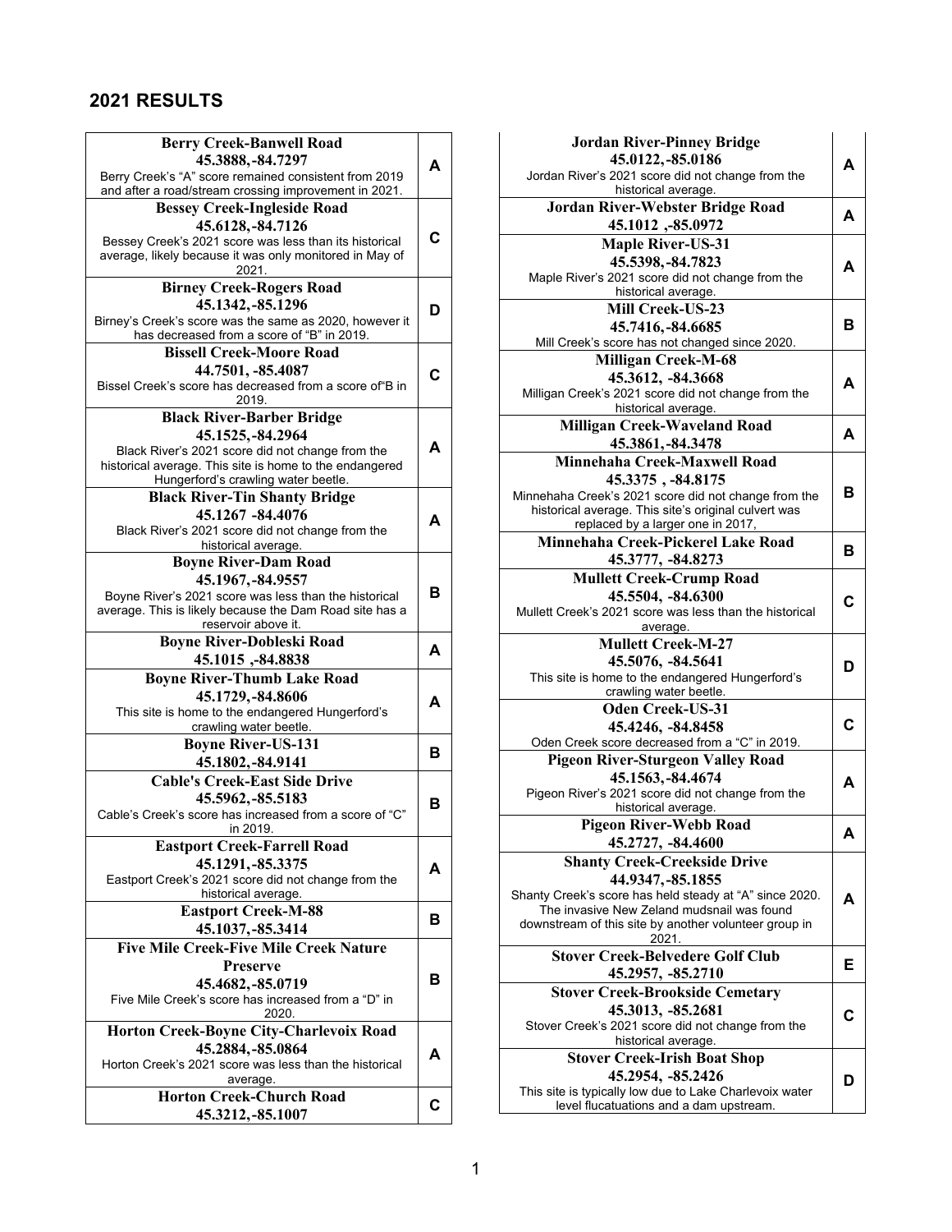## 2021 RESULTS

| | |
|---|---|
| **Berry Creek-Banwell Road**<br>**45.3888,-84.7297**<br>Berry Creek's "A" score remained consistent from 2019 and after a road/stream crossing improvement in 2021. | **A** |
| **Bessey Creek-Ingleside Road**<br>**45.6128,-84.7126**<br>Bessey Creek's 2021 score was less than its historical average, likely because it was only monitored in May of 2021. | **C** |
| **Birney Creek-Rogers Road**<br>**45.1342,-85.1296**<br>Birney's Creek's score was the same as 2020, however it has decreased from a score of "B" in 2019. | **D** |
| **Bissell Creek-Moore Road**<br>**44.7501, -85.4087**<br>Bissel Creek's score has decreased from a score of"B in 2019. | **C** |
| **Black River-Barber Bridge**<br>**45.1525,-84.2964**<br>Black River's 2021 score did not change from the historical average. This site is home to the endangered Hungerford's crawling water beetle. | **A** |
| **Black River-Tin Shanty Bridge**<br>**45.1267 -84.4076**<br>Black River's 2021 score did not change from the historical average. | **A** |
| **Boyne River-Dam Road**<br>**45.1967,-84.9557**<br>Boyne River's 2021 score was less than the historical average. This is likely because the Dam Road site has a reservoir above it. | **B** |
| **Boyne River-Dobleski Road**<br>**45.1015 ,-84.8838** | **A** |
| **Boyne River-Thumb Lake Road**<br>**45.1729,-84.8606**<br>This site is home to the endangered Hungerford's crawling water beetle. | **A** |
| **Boyne River-US-131**<br>**45.1802,-84.9141** | **B** |
| **Cable's Creek-East Side Drive**<br>**45.5962,-85.5183**<br>Cable's Creek's score has increased from a score of "C" in 2019. | **B** |
| **Eastport Creek-Farrell Road**<br>**45.1291,-85.3375**<br>Eastport Creek's 2021 score did not change from the historical average. | **A** |
| **Eastport Creek-M-88**<br>**45.1037,-85.3414** | **B** |
| **Five Mile Creek-Five Mile Creek Nature Preserve**<br>**45.4682,-85.0719**<br>Five Mile Creek's score has increased from a "D" in 2020. | **B** |
| **Horton Creek-Boyne City-Charlevoix Road**<br>**45.2884,-85.0864**<br>Horton Creek's 2021 score was less than the historical average. | **A** |
| **Horton Creek-Church Road**<br>**45.3212,-85.1007** | **C** |
| **Jordan River-Pinney Bridge**<br>**45.0122,-85.0186**<br>Jordan River's 2021 score did not change from the historical average. | **A** |
| **Jordan River-Webster Bridge Road**<br>**45.1012 ,-85.0972** | **A** |
| **Maple River-US-31**<br>**45.5398,-84.7823**<br>Maple River's 2021 score did not change from the historical average. | **A** |
| **Mill Creek-US-23**<br>**45.7416,-84.6685**<br>Mill Creek's score has not changed since 2020. | **B** |
| **Milligan Creek-M-68**<br>**45.3612, -84.3668**<br>Milligan Creek's 2021 score did not change from the historical average. | **A** |
| **Milligan Creek-Waveland Road**<br>**45.3861,-84.3478** | **A** |
| **Minnehaha Creek-Maxwell Road**<br>**45.3375 , -84.8175**<br>Minnehaha Creek's 2021 score did not change from the historical average. This site's original culvert was replaced by a larger one in 2017, | **B** |
| **Minnehaha Creek-Pickerel Lake Road**<br>**45.3777, -84.8273** | **B** |
| **Mullett Creek-Crump Road**<br>**45.5504, -84.6300**<br>Mullett Creek's 2021 score was less than the historical average. | **C** |
| **Mullett Creek-M-27**<br>**45.5076, -84.5641**<br>This site is home to the endangered Hungerford's crawling water beetle. | **D** |
| **Oden Creek-US-31**<br>**45.4246, -84.8458**<br>Oden Creek score decreased from a "C" in 2019. | **C** |
| **Pigeon River-Sturgeon Valley Road**<br>**45.1563,-84.4674**<br>Pigeon River's 2021 score did not change from the historical average. | **A** |
| **Pigeon River-Webb Road**<br>**45.2727, -84.4600** | **A** |
| **Shanty Creek-Creekside Drive**<br>**44.9347,-85.1855**<br>Shanty Creek's score has held steady at "A" since 2020. The invasive New Zeland mudsnail was found downstream of this site by another volunteer group in 2021. | **A** |
| **Stover Creek-Belvedere Golf Club**<br>**45.2957, -85.2710** | **E** |
| **Stover Creek-Brookside Cemetary**<br>**45.3013, -85.2681**<br>Stover Creek's 2021 score did not change from the historical average. | **C** |
| **Stover Creek-Irish Boat Shop**<br>**45.2954, -85.2426**<br>This site is typically low due to Lake Charlevoix water level flucatuations and a dam upstream. | **D** |